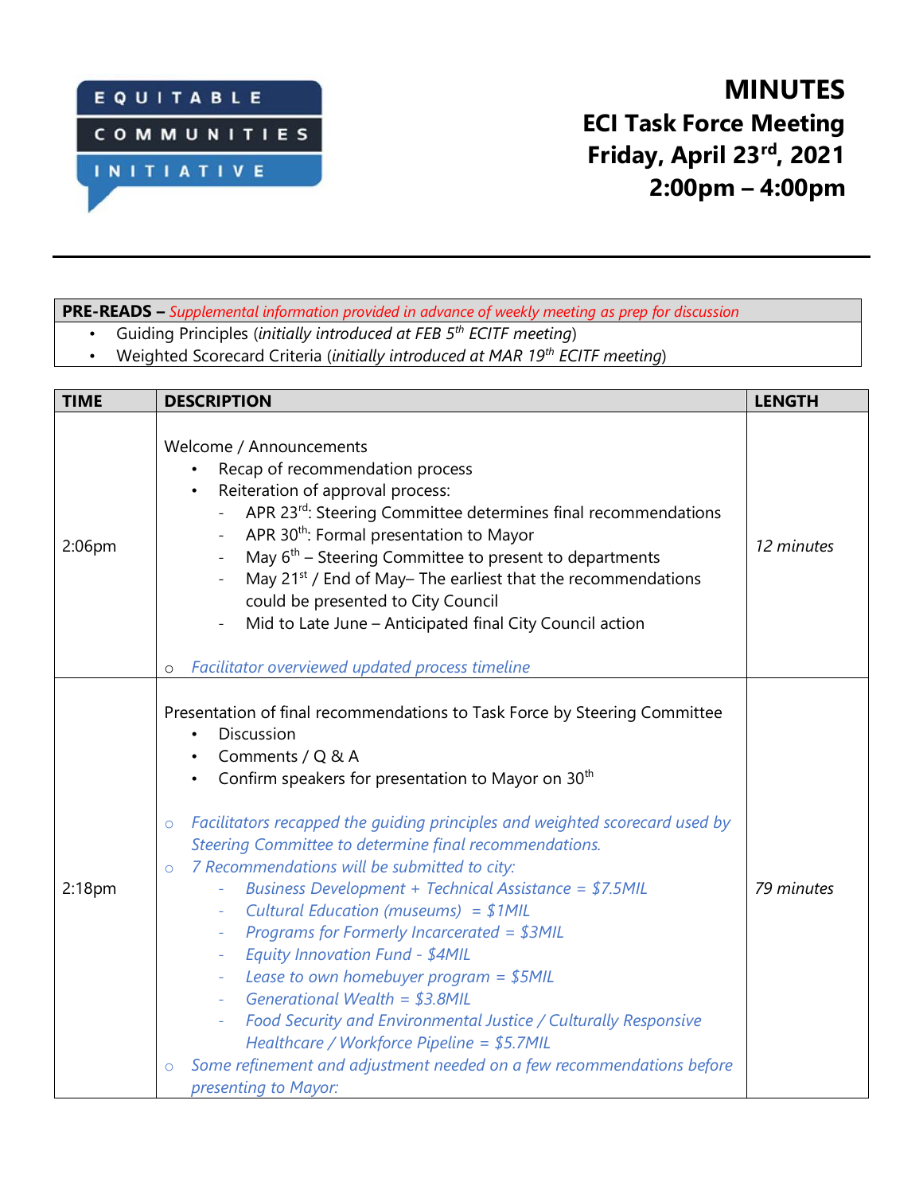EQUITABLE COMMUNITIES INITIATIVE

# MINUTES
## ECI Task Force Meeting
## Friday, April 23rd, 2021
## 2:00pm – 4:00pm

| **PRE-READS** – *Supplemental information provided in advance of weekly meeting as prep for discussion* |
|---|
| • Guiding Principles (*initially introduced at FEB 5th ECITF meeting*)<br>• Weighted Scorecard Criteria (*initially introduced at MAR 19th ECITF meeting*) |

| TIME | DESCRIPTION | LENGTH |
|---|---|---|
| 2:06pm | Welcome / Announcements<br>• Recap of recommendation process<br>• Reiteration of approval process:<br>- APR 23rd: Steering Committee determines final recommendations<br>- APR 30th: Formal presentation to Mayor<br>- May 6th – Steering Committee to present to departments<br>- May 21st / End of May– The earliest that the recommendations could be presented to City Council<br>- Mid to Late June – Anticipated final City Council action<br><br>o *Facilitator overviewed updated process timeline* | *12 minutes* |
| 2:18pm | Presentation of final recommendations to Task Force by Steering Committee<br>• Discussion<br>• Comments / Q & A<br>• Confirm speakers for presentation to Mayor on 30th<br><br>o *Facilitators recapped the guiding principles and weighted scorecard used by Steering Committee to determine final recommendations.*<br>o *7 Recommendations will be submitted to city:*<br>- *Business Development + Technical Assistance = $7.5MIL*<br>- *Cultural Education (museums) = $1MIL*<br>- *Programs for Formerly Incarcerated = $3MIL*<br>- *Equity Innovation Fund - $4MIL*<br>- *Lease to own homebuyer program = $5MIL*<br>- *Generational Wealth = $3.8MIL*<br>- *Food Security and Environmental Justice / Culturally Responsive Healthcare / Workforce Pipeline = $5.7MIL*<br>o *Some refinement and adjustment needed on a few recommendations before presenting to Mayor:* | *79 minutes* |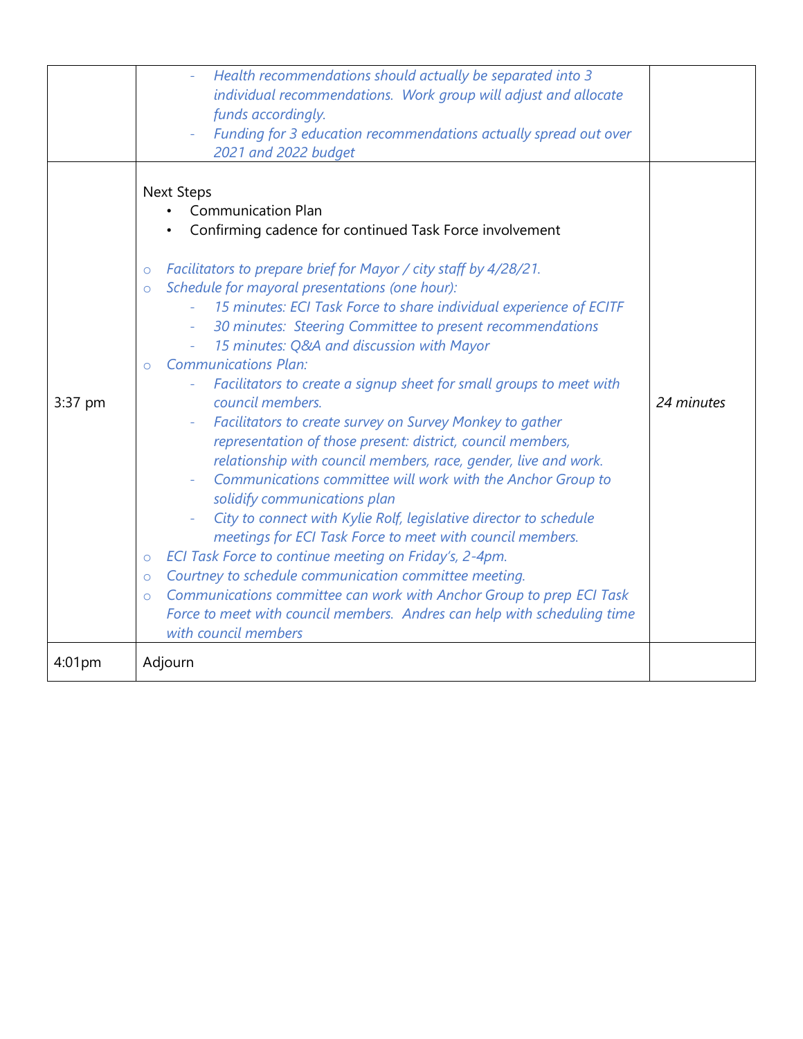|  |  |  |
|---|---|---|
|  | - *Health recommendations should actually be separated into 3 individual recommendations. Work group will adjust and allocate funds accordingly.*<br>- *Funding for 3 education recommendations actually spread out over 2021 and 2022 budget* |  |
| 3:37 pm | Next Steps<br>• Communication Plan<br>• Confirming cadence for continued Task Force involvement<br><br>○ *Facilitators to prepare brief for Mayor / city staff by 4/28/21.*<br>○ *Schedule for mayoral presentations (one hour):*<br>  - *15 minutes: ECI Task Force to share individual experience of ECITF*<br>  - *30 minutes: Steering Committee to present recommendations*<br>  - *15 minutes: Q&A and discussion with Mayor*<br>○ *Communications Plan:*<br>  - *Facilitators to create a signup sheet for small groups to meet with council members.*<br>  - *Facilitators to create survey on Survey Monkey to gather representation of those present: district, council members, relationship with council members, race, gender, live and work.*<br>  - *Communications committee will work with the Anchor Group to solidify communications plan*<br>  - *City to connect with Kylie Rolf, legislative director to schedule meetings for ECI Task Force to meet with council members.*<br>○ *ECI Task Force to continue meeting on Friday's, 2-4pm.*<br>○ *Courtney to schedule communication committee meeting.*<br>○ *Communications committee can work with Anchor Group to prep ECI Task Force to meet with council members. Andres can help with scheduling time with council members* | *24 minutes* |
| 4:01pm | Adjourn |  |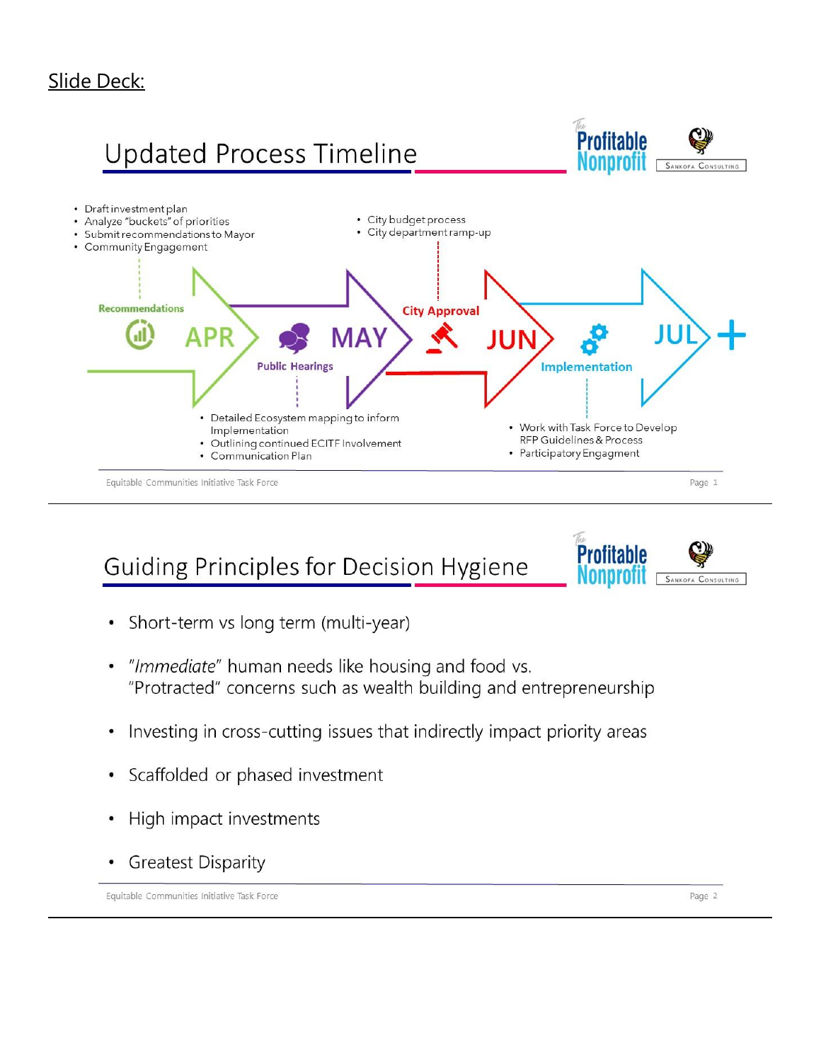Slide Deck:

## Updated Process Timeline

- Draft investment plan
- Analyze "buckets" of priorities
- Submit recommendations to Mayor
- Community Engagement

- City budget process
- City department ramp-up

**Recommendations** APR — **Public Hearings** MAY — **City Approval** JUN — **Implementation** JUL +

- Detailed Ecosystem mapping to inform Implementation
- Outlining continued ECITF Involvement
- Communication Plan

- Work with Task Force to Develop RFP Guidelines & Process
- Participatory Engagment

Equitable Communities Initiative Task Force

## Guiding Principles for Decision Hygiene

- Short-term vs long term (multi-year)
- "*Immediate*" human needs like housing and food vs. "Protracted" concerns such as wealth building and entrepreneurship
- Investing in cross-cutting issues that indirectly impact priority areas
- Scaffolded or phased investment
- High impact investments
- Greatest Disparity

Equitable Communities Initiative Task Force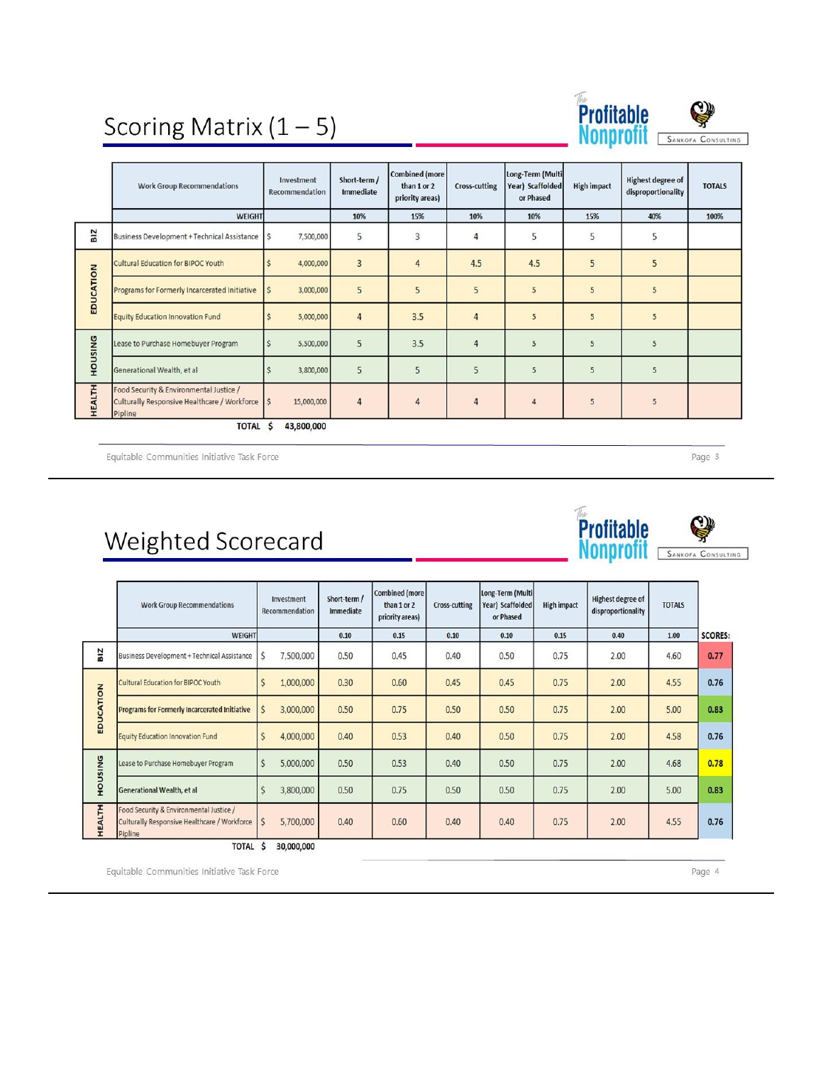# Scoring Matrix (1 – 5)

| | Work Group Recommendations | Investment Recommendation | Short-term / Immediate | Combined (more than 1 or 2 priority areas) | Cross-cutting | Long-Term (Multi Year) Scaffolded or Phased | High impact | Highest degree of disproportionality | TOTALS |
|---|---|---|---|---|---|---|---|---|---|
| | WEIGHT | | 10% | 15% | 10% | 10% | 15% | 40% | 100% |
| BIZ | Business Development + Technical Assistance | $ 7,500,000 | 5 | 3 | 4 | 5 | 5 | 5 | |
| EDUCATION | Cultural Education for BIPOC Youth | $ 4,000,000 | 3 | 4 | 4.5 | 4.5 | 5 | 5 | |
| EDUCATION | Programs for Formerly Incarcerated Initiative | $ 3,000,000 | 5 | 5 | 5 | 5 | 5 | 5 | |
| EDUCATION | Equity Education Innovation Fund | $ 5,000,000 | 4 | 3.5 | 4 | 5 | 5 | 5 | |
| HOUSING | Lease to Purchase Homebuyer Program | $ 5,500,000 | 5 | 3.5 | 4 | 5 | 5 | 5 | |
| HOUSING | Generational Wealth, et al | $ 3,800,000 | 5 | 5 | 5 | 5 | 5 | 5 | |
| HEALTH | Food Security & Environmental Justice / Culturally Responsive Healthcare / Workforce Pipline | $ 15,000,000 | 4 | 4 | 4 | 4 | 5 | 5 | |
| | TOTAL | $ 43,800,000 | | | | | | | |

# Weighted Scorecard

| | Work Group Recommendations | Investment Recommendation | Short-term / Immediate | Combined (more than 1 or 2 priority areas) | Cross-cutting | Long-Term (Multi Year) Scaffolded or Phased | High impact | Highest degree of disproportionality | TOTALS | |
|---|---|---|---|---|---|---|---|---|---|---|
| | WEIGHT | | 0.10 | 0.15 | 0.10 | 0.10 | 0.15 | 0.40 | 1.00 | SCORES: |
| BIZ | Business Development + Technical Assistance | $ 7,500,000 | 0.50 | 0.45 | 0.40 | 0.50 | 0.75 | 2.00 | 4.60 | 0.77 |
| EDUCATION | Cultural Education for BIPOC Youth | $ 1,000,000 | 0.30 | 0.60 | 0.45 | 0.45 | 0.75 | 2.00 | 4.55 | 0.76 |
| EDUCATION | Programs for Formerly Incarcerated Initiative | $ 3,000,000 | 0.50 | 0.75 | 0.50 | 0.50 | 0.75 | 2.00 | 5.00 | 0.83 |
| EDUCATION | Equity Education Innovation Fund | $ 4,000,000 | 0.40 | 0.53 | 0.40 | 0.50 | 0.75 | 2.00 | 4.58 | 0.76 |
| HOUSING | Lease to Purchase Homebuyer Program | $ 5,000,000 | 0.50 | 0.53 | 0.40 | 0.50 | 0.75 | 2.00 | 4.68 | 0.78 |
| HOUSING | Generational Wealth, et al | $ 3,800,000 | 0.50 | 0.75 | 0.50 | 0.50 | 0.75 | 2.00 | 5.00 | 0.83 |
| HEALTH | Food Security & Environmental Justice / Culturally Responsive Healthcare / Workforce Pipline | $ 5,700,000 | 0.40 | 0.60 | 0.40 | 0.40 | 0.75 | 2.00 | 4.55 | 0.76 |
| | TOTAL | $ 30,000,000 | | | | | | | | |